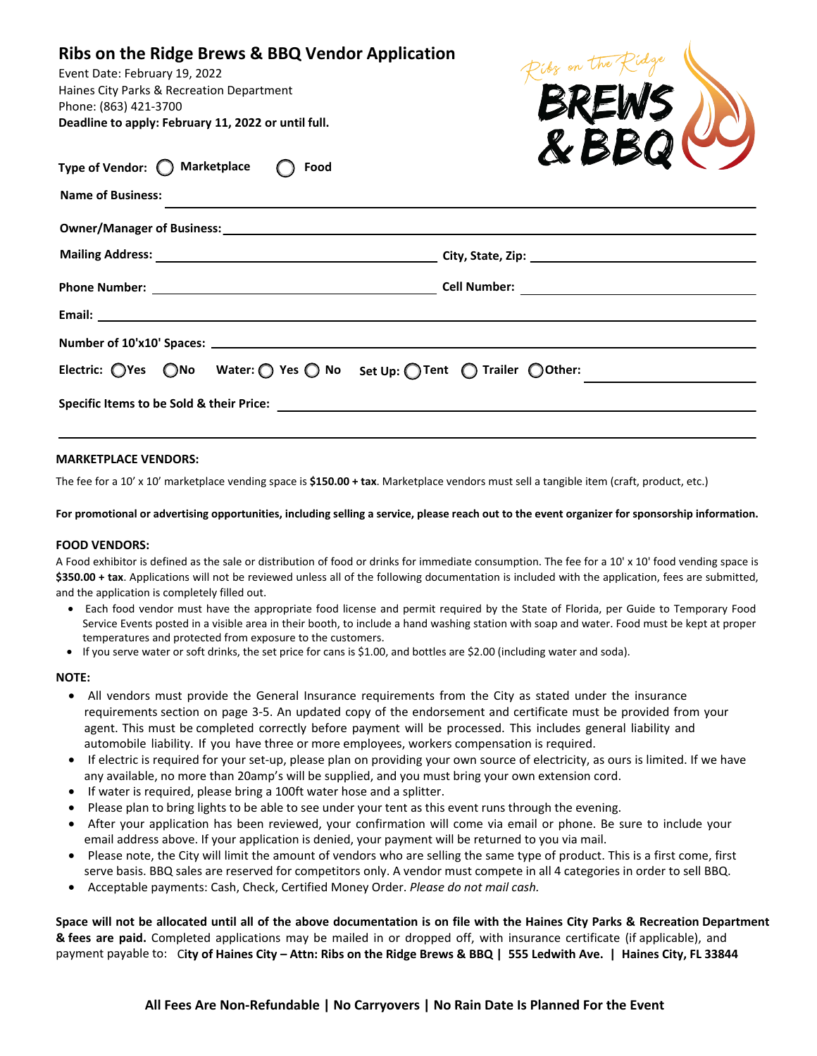# Ribs on the Ridge Brews & BBQ Vendor Application

Event Date: February 19, 2022
Haines City Parks & Recreation Department
Phone: (863) 421-3700
**Deadline to apply: February 11, 2022 or until full.**

**Type of Vendor:** ◯ Marketplace ◯ Food

**Name of Business:** ____________________

**Owner/Manager of Business:** ____________________

**Mailing Address:** ____________________ **City, State, Zip:** ____________________

**Phone Number:** ____________________ **Cell Number:** ____________________

**Email:** ____________________

**Number of 10'x10' Spaces:** ____________________

**Electric:** ◯Yes ◯No **Water:** ◯ Yes ◯ No **Set Up:** ◯Tent ◯ Trailer ◯Other: ____________

**Specific Items to be Sold & their Price:** ____________________

____________________

**MARKETPLACE VENDORS:**

The fee for a 10' x 10' marketplace vending space is **$150.00 + tax**. Marketplace vendors must sell a tangible item (craft, product, etc.)

**For promotional or advertising opportunities, including selling a service, please reach out to the event organizer for sponsorship information.**

**FOOD VENDORS:**

A Food exhibitor is defined as the sale or distribution of food or drinks for immediate consumption. The fee for a 10' x 10' food vending space is **$350.00 + tax**. Applications will not be reviewed unless all of the following documentation is included with the application, fees are submitted, and the application is completely filled out.

- Each food vendor must have the appropriate food license and permit required by the State of Florida, per Guide to Temporary Food Service Events posted in a visible area in their booth, to include a hand washing station with soap and water. Food must be kept at proper temperatures and protected from exposure to the customers.
- If you serve water or soft drinks, the set price for cans is $1.00, and bottles are $2.00 (including water and soda).

**NOTE:**

- All vendors must provide the General Insurance requirements from the City as stated under the insurance requirements section on page 3-5. An updated copy of the endorsement and certificate must be provided from your agent. This must be completed correctly before payment will be processed. This includes general liability and automobile liability. If you have three or more employees, workers compensation is required.
- If electric is required for your set-up, please plan on providing your own source of electricity, as ours is limited. If we have any available, no more than 20amp's will be supplied, and you must bring your own extension cord.
- If water is required, please bring a 100ft water hose and a splitter.
- Please plan to bring lights to be able to see under your tent as this event runs through the evening.
- After your application has been reviewed, your confirmation will come via email or phone. Be sure to include your email address above. If your application is denied, your payment will be returned to you via mail.
- Please note, the City will limit the amount of vendors who are selling the same type of product. This is a first come, first serve basis. BBQ sales are reserved for competitors only. A vendor must compete in all 4 categories in order to sell BBQ.
- Acceptable payments: Cash, Check, Certified Money Order. *Please do not mail cash.*

**Space will not be allocated until all of the above documentation is on file with the Haines City Parks & Recreation Department & fees are paid.** Completed applications may be mailed in or dropped off, with insurance certificate (if applicable), and payment payable to: **City of Haines City – Attn: Ribs on the Ridge Brews & BBQ | 555 Ledwith Ave. | Haines City, FL 33844**

**All Fees Are Non-Refundable | No Carryovers | No Rain Date Is Planned For the Event**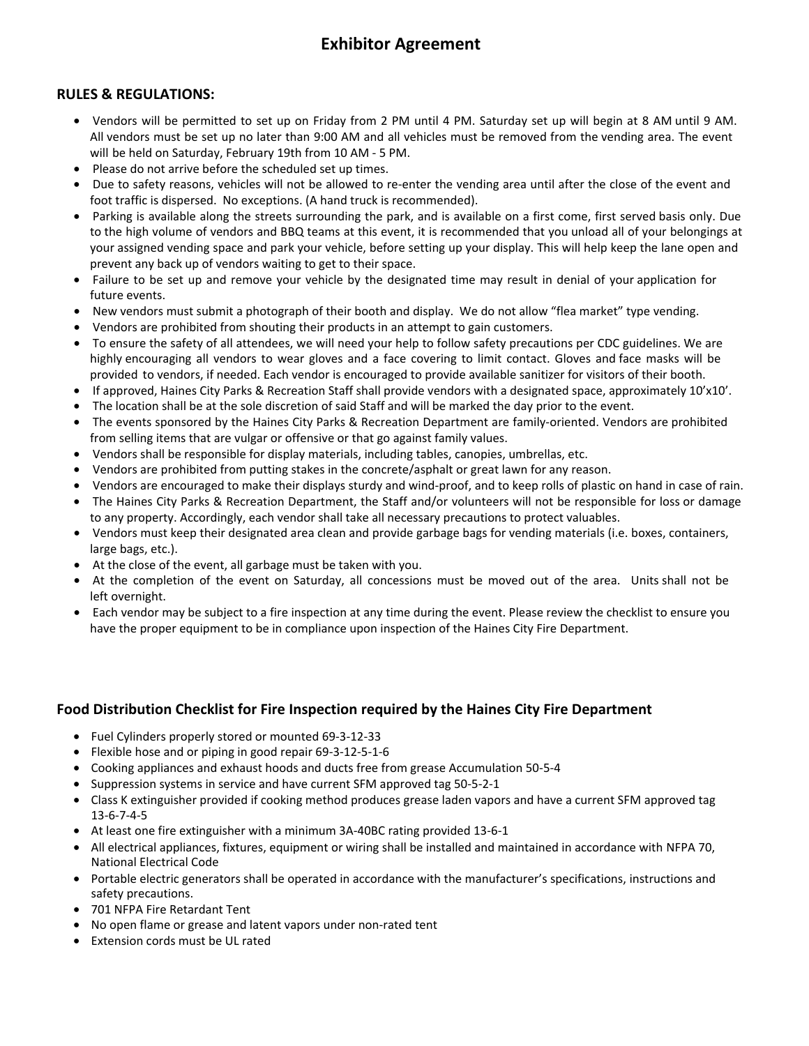# Exhibitor Agreement

## RULES & REGULATIONS:

- Vendors will be permitted to set up on Friday from 2 PM until 4 PM. Saturday set up will begin at 8 AM until 9 AM. All vendors must be set up no later than 9:00 AM and all vehicles must be removed from the vending area. The event will be held on Saturday, February 19th from 10 AM - 5 PM.
- Please do not arrive before the scheduled set up times.
- Due to safety reasons, vehicles will not be allowed to re-enter the vending area until after the close of the event and foot traffic is dispersed. No exceptions. (A hand truck is recommended).
- Parking is available along the streets surrounding the park, and is available on a first come, first served basis only. Due to the high volume of vendors and BBQ teams at this event, it is recommended that you unload all of your belongings at your assigned vending space and park your vehicle, before setting up your display. This will help keep the lane open and prevent any back up of vendors waiting to get to their space.
- Failure to be set up and remove your vehicle by the designated time may result in denial of your application for future events.
- New vendors must submit a photograph of their booth and display. We do not allow "flea market" type vending.
- Vendors are prohibited from shouting their products in an attempt to gain customers.
- To ensure the safety of all attendees, we will need your help to follow safety precautions per CDC guidelines. We are highly encouraging all vendors to wear gloves and a face covering to limit contact. Gloves and face masks will be provided to vendors, if needed. Each vendor is encouraged to provide available sanitizer for visitors of their booth.
- If approved, Haines City Parks & Recreation Staff shall provide vendors with a designated space, approximately 10'x10'.
- The location shall be at the sole discretion of said Staff and will be marked the day prior to the event.
- The events sponsored by the Haines City Parks & Recreation Department are family-oriented. Vendors are prohibited from selling items that are vulgar or offensive or that go against family values.
- Vendors shall be responsible for display materials, including tables, canopies, umbrellas, etc.
- Vendors are prohibited from putting stakes in the concrete/asphalt or great lawn for any reason.
- Vendors are encouraged to make their displays sturdy and wind-proof, and to keep rolls of plastic on hand in case of rain.
- The Haines City Parks & Recreation Department, the Staff and/or volunteers will not be responsible for loss or damage to any property. Accordingly, each vendor shall take all necessary precautions to protect valuables.
- Vendors must keep their designated area clean and provide garbage bags for vending materials (i.e. boxes, containers, large bags, etc.).
- At the close of the event, all garbage must be taken with you.
- At the completion of the event on Saturday, all concessions must be moved out of the area. Units shall not be left overnight.
- Each vendor may be subject to a fire inspection at any time during the event. Please review the checklist to ensure you have the proper equipment to be in compliance upon inspection of the Haines City Fire Department.

## Food Distribution Checklist for Fire Inspection required by the Haines City Fire Department

- Fuel Cylinders properly stored or mounted 69-3-12-33
- Flexible hose and or piping in good repair 69-3-12-5-1-6
- Cooking appliances and exhaust hoods and ducts free from grease Accumulation 50-5-4
- Suppression systems in service and have current SFM approved tag 50-5-2-1
- Class K extinguisher provided if cooking method produces grease laden vapors and have a current SFM approved tag 13-6-7-4-5
- At least one fire extinguisher with a minimum 3A-40BC rating provided 13-6-1
- All electrical appliances, fixtures, equipment or wiring shall be installed and maintained in accordance with NFPA 70, National Electrical Code
- Portable electric generators shall be operated in accordance with the manufacturer's specifications, instructions and safety precautions.
- 701 NFPA Fire Retardant Tent
- No open flame or grease and latent vapors under non-rated tent
- Extension cords must be UL rated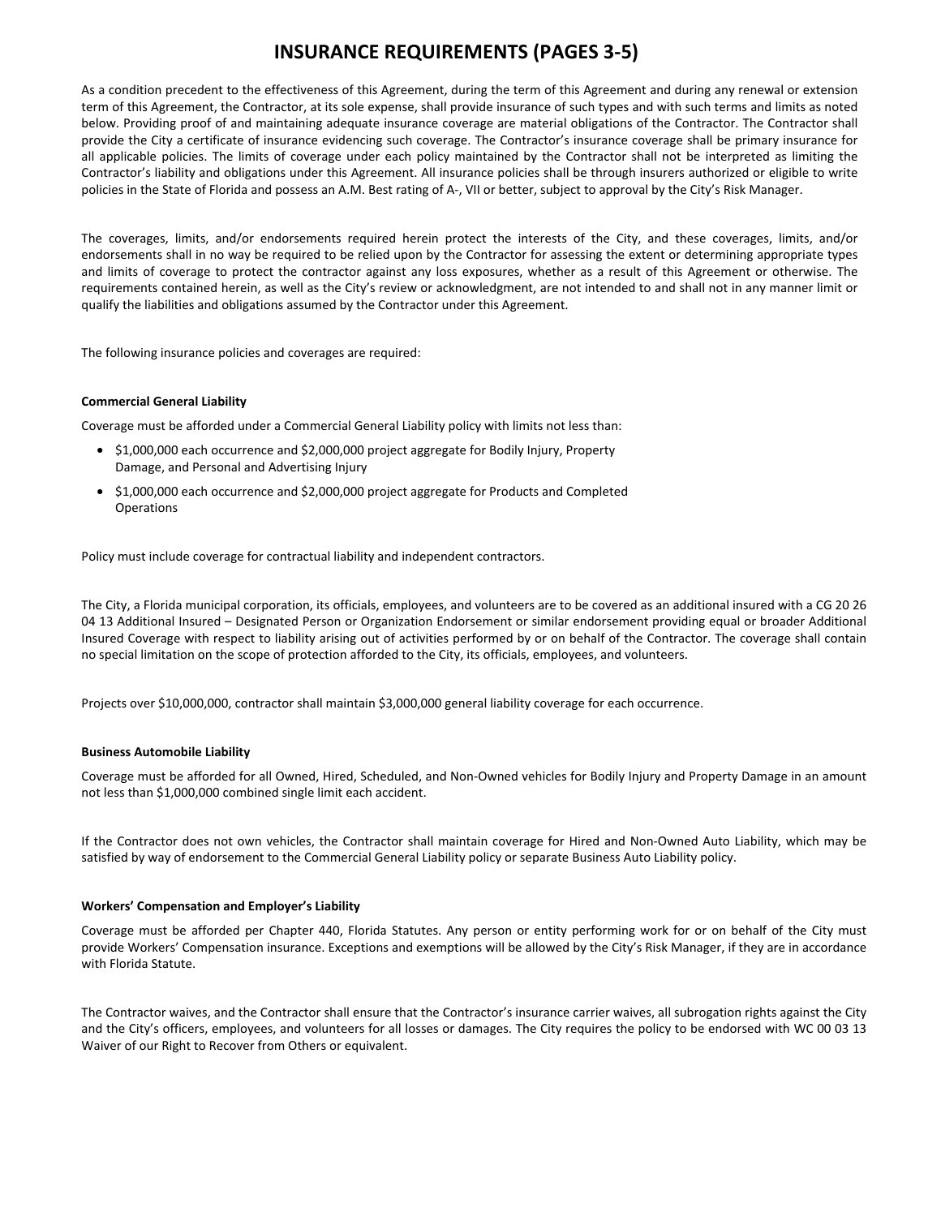# INSURANCE REQUIREMENTS (PAGES 3-5)

As a condition precedent to the effectiveness of this Agreement, during the term of this Agreement and during any renewal or extension term of this Agreement, the Contractor, at its sole expense, shall provide insurance of such types and with such terms and limits as noted below. Providing proof of and maintaining adequate insurance coverage are material obligations of the Contractor. The Contractor shall provide the City a certificate of insurance evidencing such coverage. The Contractor's insurance coverage shall be primary insurance for all applicable policies. The limits of coverage under each policy maintained by the Contractor shall not be interpreted as limiting the Contractor's liability and obligations under this Agreement. All insurance policies shall be through insurers authorized or eligible to write policies in the State of Florida and possess an A.M. Best rating of A-, VII or better, subject to approval by the City's Risk Manager.

The coverages, limits, and/or endorsements required herein protect the interests of the City, and these coverages, limits, and/or endorsements shall in no way be required to be relied upon by the Contractor for assessing the extent or determining appropriate types and limits of coverage to protect the contractor against any loss exposures, whether as a result of this Agreement or otherwise. The requirements contained herein, as well as the City's review or acknowledgment, are not intended to and shall not in any manner limit or qualify the liabilities and obligations assumed by the Contractor under this Agreement.

The following insurance policies and coverages are required:

**Commercial General Liability**

Coverage must be afforded under a Commercial General Liability policy with limits not less than:

- $1,000,000 each occurrence and $2,000,000 project aggregate for Bodily Injury, Property Damage, and Personal and Advertising Injury
- $1,000,000 each occurrence and $2,000,000 project aggregate for Products and Completed Operations

Policy must include coverage for contractual liability and independent contractors.

The City, a Florida municipal corporation, its officials, employees, and volunteers are to be covered as an additional insured with a CG 20 26 04 13 Additional Insured – Designated Person or Organization Endorsement or similar endorsement providing equal or broader Additional Insured Coverage with respect to liability arising out of activities performed by or on behalf of the Contractor. The coverage shall contain no special limitation on the scope of protection afforded to the City, its officials, employees, and volunteers.

Projects over $10,000,000, contractor shall maintain $3,000,000 general liability coverage for each occurrence.

**Business Automobile Liability**

Coverage must be afforded for all Owned, Hired, Scheduled, and Non-Owned vehicles for Bodily Injury and Property Damage in an amount not less than $1,000,000 combined single limit each accident.

If the Contractor does not own vehicles, the Contractor shall maintain coverage for Hired and Non-Owned Auto Liability, which may be satisfied by way of endorsement to the Commercial General Liability policy or separate Business Auto Liability policy.

**Workers' Compensation and Employer's Liability**

Coverage must be afforded per Chapter 440, Florida Statutes. Any person or entity performing work for or on behalf of the City must provide Workers' Compensation insurance. Exceptions and exemptions will be allowed by the City's Risk Manager, if they are in accordance with Florida Statute.

The Contractor waives, and the Contractor shall ensure that the Contractor's insurance carrier waives, all subrogation rights against the City and the City's officers, employees, and volunteers for all losses or damages. The City requires the policy to be endorsed with WC 00 03 13 Waiver of our Right to Recover from Others or equivalent.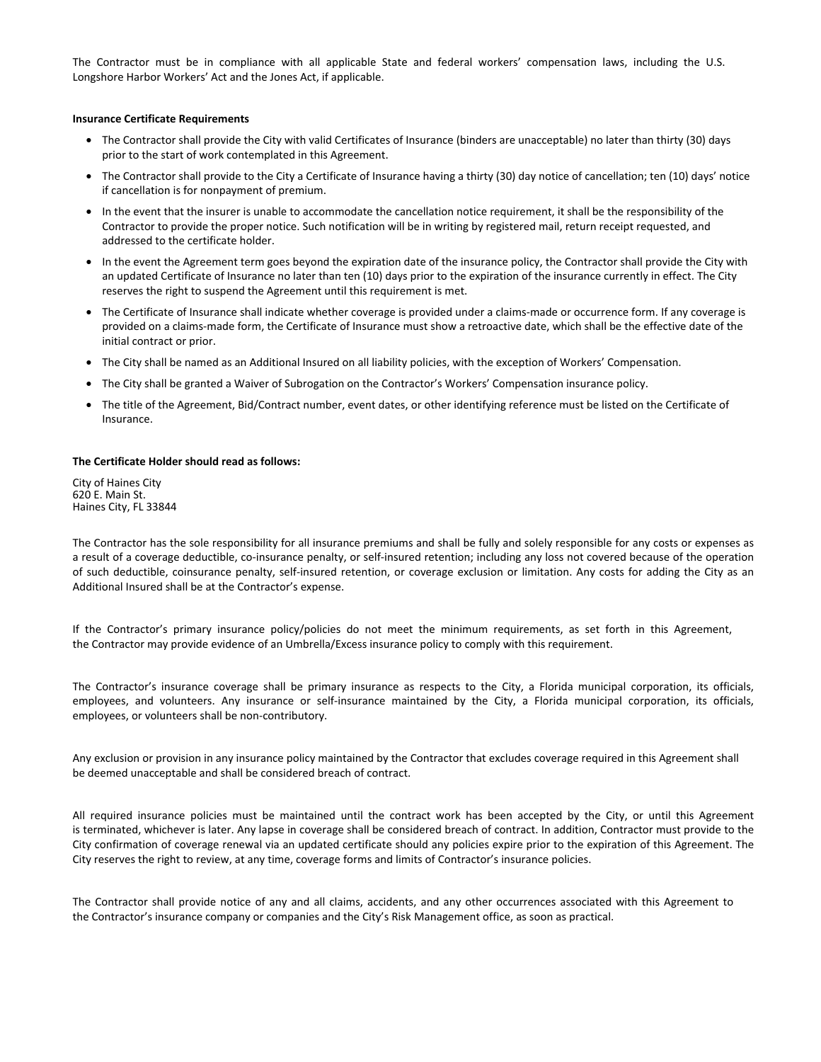The Contractor must be in compliance with all applicable State and federal workers' compensation laws, including the U.S. Longshore Harbor Workers' Act and the Jones Act, if applicable.

**Insurance Certificate Requirements**

- The Contractor shall provide the City with valid Certificates of Insurance (binders are unacceptable) no later than thirty (30) days prior to the start of work contemplated in this Agreement.
- The Contractor shall provide to the City a Certificate of Insurance having a thirty (30) day notice of cancellation; ten (10) days' notice if cancellation is for nonpayment of premium.
- In the event that the insurer is unable to accommodate the cancellation notice requirement, it shall be the responsibility of the Contractor to provide the proper notice. Such notification will be in writing by registered mail, return receipt requested, and addressed to the certificate holder.
- In the event the Agreement term goes beyond the expiration date of the insurance policy, the Contractor shall provide the City with an updated Certificate of Insurance no later than ten (10) days prior to the expiration of the insurance currently in effect. The City reserves the right to suspend the Agreement until this requirement is met.
- The Certificate of Insurance shall indicate whether coverage is provided under a claims-made or occurrence form. If any coverage is provided on a claims-made form, the Certificate of Insurance must show a retroactive date, which shall be the effective date of the initial contract or prior.
- The City shall be named as an Additional Insured on all liability policies, with the exception of Workers' Compensation.
- The City shall be granted a Waiver of Subrogation on the Contractor's Workers' Compensation insurance policy.
- The title of the Agreement, Bid/Contract number, event dates, or other identifying reference must be listed on the Certificate of Insurance.

**The Certificate Holder should read as follows:**

City of Haines City
620 E. Main St.
Haines City, FL 33844

The Contractor has the sole responsibility for all insurance premiums and shall be fully and solely responsible for any costs or expenses as a result of a coverage deductible, co-insurance penalty, or self-insured retention; including any loss not covered because of the operation of such deductible, coinsurance penalty, self-insured retention, or coverage exclusion or limitation. Any costs for adding the City as an Additional Insured shall be at the Contractor's expense.

If the Contractor's primary insurance policy/policies do not meet the minimum requirements, as set forth in this Agreement, the Contractor may provide evidence of an Umbrella/Excess insurance policy to comply with this requirement.

The Contractor's insurance coverage shall be primary insurance as respects to the City, a Florida municipal corporation, its officials, employees, and volunteers. Any insurance or self-insurance maintained by the City, a Florida municipal corporation, its officials, employees, or volunteers shall be non-contributory.

Any exclusion or provision in any insurance policy maintained by the Contractor that excludes coverage required in this Agreement shall be deemed unacceptable and shall be considered breach of contract.

All required insurance policies must be maintained until the contract work has been accepted by the City, or until this Agreement is terminated, whichever is later. Any lapse in coverage shall be considered breach of contract. In addition, Contractor must provide to the City confirmation of coverage renewal via an updated certificate should any policies expire prior to the expiration of this Agreement. The City reserves the right to review, at any time, coverage forms and limits of Contractor's insurance policies.

The Contractor shall provide notice of any and all claims, accidents, and any other occurrences associated with this Agreement to the Contractor's insurance company or companies and the City's Risk Management office, as soon as practical.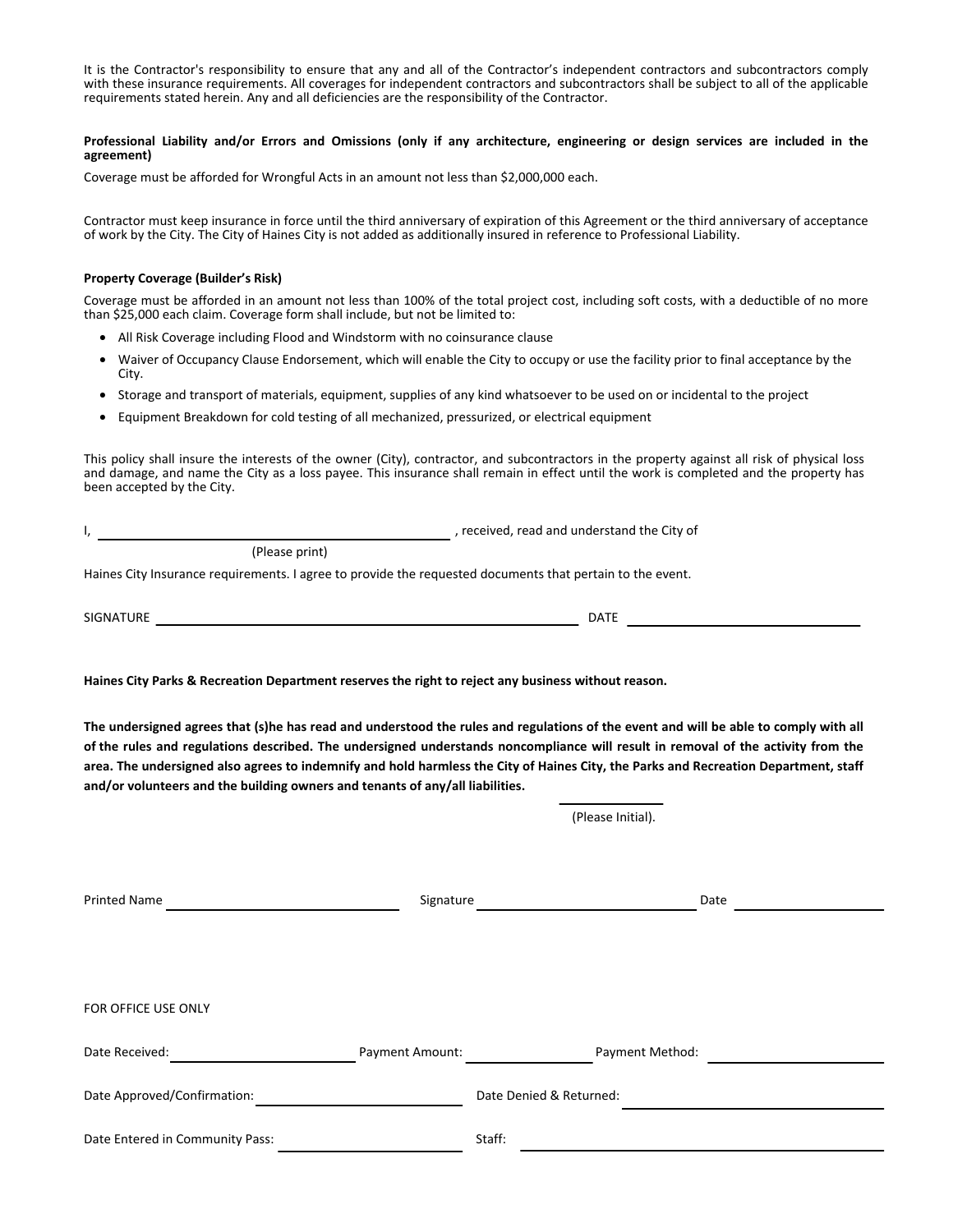It is the Contractor's responsibility to ensure that any and all of the Contractor's independent contractors and subcontractors comply with these insurance requirements. All coverages for independent contractors and subcontractors shall be subject to all of the applicable requirements stated herein. Any and all deficiencies are the responsibility of the Contractor.

**Professional Liability and/or Errors and Omissions (only if any architecture, engineering or design services are included in the agreement)**

Coverage must be afforded for Wrongful Acts in an amount not less than $2,000,000 each.

Contractor must keep insurance in force until the third anniversary of expiration of this Agreement or the third anniversary of acceptance of work by the City. The City of Haines City is not added as additionally insured in reference to Professional Liability.

**Property Coverage (Builder's Risk)**

Coverage must be afforded in an amount not less than 100% of the total project cost, including soft costs, with a deductible of no more than $25,000 each claim. Coverage form shall include, but not be limited to:

- All Risk Coverage including Flood and Windstorm with no coinsurance clause
- Waiver of Occupancy Clause Endorsement, which will enable the City to occupy or use the facility prior to final acceptance by the City.
- Storage and transport of materials, equipment, supplies of any kind whatsoever to be used on or incidental to the project
- Equipment Breakdown for cold testing of all mechanized, pressurized, or electrical equipment

This policy shall insure the interests of the owner (City), contractor, and subcontractors in the property against all risk of physical loss and damage, and name the City as a loss payee. This insurance shall remain in effect until the work is completed and the property has been accepted by the City.

I, ______________________________ , received, read and understand the City of
(Please print)
Haines City Insurance requirements. I agree to provide the requested documents that pertain to the event.

SIGNATURE ______________________________ DATE ____________________

**Haines City Parks & Recreation Department reserves the right to reject any business without reason.**

**The undersigned agrees that (s)he has read and understood the rules and regulations of the event and will be able to comply with all of the rules and regulations described. The undersigned understands noncompliance will result in removal of the activity from the area. The undersigned also agrees to indemnify and hold harmless the City of Haines City, the Parks and Recreation Department, staff and/or volunteers and the building owners and tenants of any/all liabilities.**

__________
(Please Initial).

Printed Name ____________________ Signature ____________________ Date ______________

FOR OFFICE USE ONLY

Date Received: ______________ Payment Amount: ______________ Payment Method: ______________

Date Approved/Confirmation: ______________ Date Denied & Returned: ______________

Date Entered in Community Pass: ______________ Staff: ______________